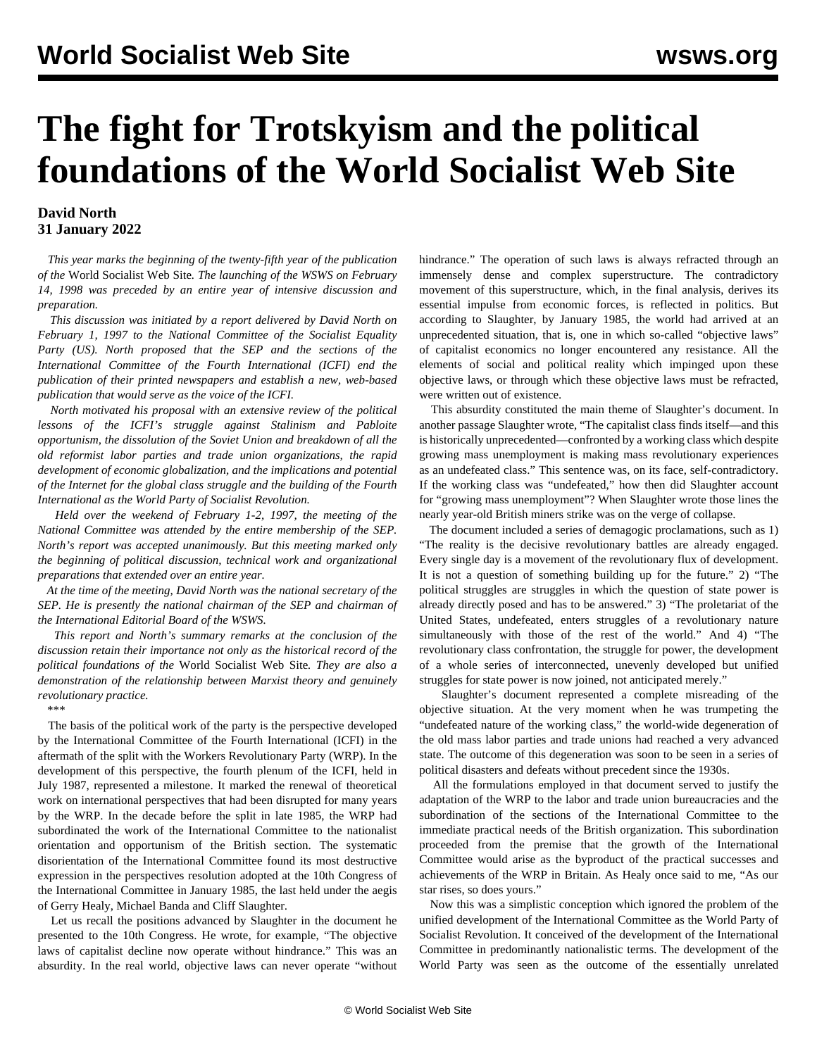# The fight for Trotskyism and the political foundations of the World Socialist Web Site

**David North**
**31 January 2022**

*This year marks the beginning of the twenty-fifth year of the publication of the* World Socialist Web Site*. The launching of the WSWS on February 14, 1998 was preceded by an entire year of intensive discussion and preparation.*

*This discussion was initiated by a report delivered by David North on February 1, 1997 to the National Committee of the Socialist Equality Party (US). North proposed that the SEP and the sections of the International Committee of the Fourth International (ICFI) end the publication of their printed newspapers and establish a new, web-based publication that would serve as the voice of the ICFI.*

*North motivated his proposal with an extensive review of the political lessons of the ICFI's struggle against Stalinism and Pabloite opportunism, the dissolution of the Soviet Union and breakdown of all the old reformist labor parties and trade union organizations, the rapid development of economic globalization, and the implications and potential of the Internet for the global class struggle and the building of the Fourth International as the World Party of Socialist Revolution.*

*Held over the weekend of February 1-2, 1997, the meeting of the National Committee was attended by the entire membership of the SEP. North's report was accepted unanimously. But this meeting marked only the beginning of political discussion, technical work and organizational preparations that extended over an entire year.*

*At the time of the meeting, David North was the national secretary of the SEP. He is presently the national chairman of the SEP and chairman of the International Editorial Board of the WSWS.*

*This report and North's summary remarks at the conclusion of the discussion retain their importance not only as the historical record of the political foundations of the* World Socialist Web Site*. They are also a demonstration of the relationship between Marxist theory and genuinely revolutionary practice.*

\*\*\*

The basis of the political work of the party is the perspective developed by the International Committee of the Fourth International (ICFI) in the aftermath of the split with the Workers Revolutionary Party (WRP). In the development of this perspective, the fourth plenum of the ICFI, held in July 1987, represented a milestone. It marked the renewal of theoretical work on international perspectives that had been disrupted for many years by the WRP. In the decade before the split in late 1985, the WRP had subordinated the work of the International Committee to the nationalist orientation and opportunism of the British section. The systematic disorientation of the International Committee found its most destructive expression in the perspectives resolution adopted at the 10th Congress of the International Committee in January 1985, the last held under the aegis of Gerry Healy, Michael Banda and Cliff Slaughter.

Let us recall the positions advanced by Slaughter in the document he presented to the 10th Congress. He wrote, for example, "The objective laws of capitalist decline now operate without hindrance." This was an absurdity. In the real world, objective laws can never operate "without hindrance." The operation of such laws is always refracted through an immensely dense and complex superstructure. The contradictory movement of this superstructure, which, in the final analysis, derives its essential impulse from economic forces, is reflected in politics. But according to Slaughter, by January 1985, the world had arrived at an unprecedented situation, that is, one in which so-called "objective laws" of capitalist economics no longer encountered any resistance. All the elements of social and political reality which impinged upon these objective laws, or through which these objective laws must be refracted, were written out of existence.

This absurdity constituted the main theme of Slaughter's document. In another passage Slaughter wrote, "The capitalist class finds itself—and this is historically unprecedented—confronted by a working class which despite growing mass unemployment is making mass revolutionary experiences as an undefeated class." This sentence was, on its face, self-contradictory. If the working class was "undefeated," how then did Slaughter account for "growing mass unemployment"? When Slaughter wrote those lines the nearly year-old British miners strike was on the verge of collapse.

The document included a series of demagogic proclamations, such as 1) "The reality is the decisive revolutionary battles are already engaged. Every single day is a movement of the revolutionary flux of development. It is not a question of something building up for the future." 2) "The political struggles are struggles in which the question of state power is already directly posed and has to be answered." 3) "The proletariat of the United States, undefeated, enters struggles of a revolutionary nature simultaneously with those of the rest of the world." And 4) "The revolutionary class confrontation, the struggle for power, the development of a whole series of interconnected, unevenly developed but unified struggles for state power is now joined, not anticipated merely."

Slaughter's document represented a complete misreading of the objective situation. At the very moment when he was trumpeting the "undefeated nature of the working class," the world-wide degeneration of the old mass labor parties and trade unions had reached a very advanced state. The outcome of this degeneration was soon to be seen in a series of political disasters and defeats without precedent since the 1930s.

All the formulations employed in that document served to justify the adaptation of the WRP to the labor and trade union bureaucracies and the subordination of the sections of the International Committee to the immediate practical needs of the British organization. This subordination proceeded from the premise that the growth of the International Committee would arise as the byproduct of the practical successes and achievements of the WRP in Britain. As Healy once said to me, "As our star rises, so does yours."

Now this was a simplistic conception which ignored the problem of the unified development of the International Committee as the World Party of Socialist Revolution. It conceived of the development of the International Committee in predominantly nationalistic terms. The development of the World Party was seen as the outcome of the essentially unrelated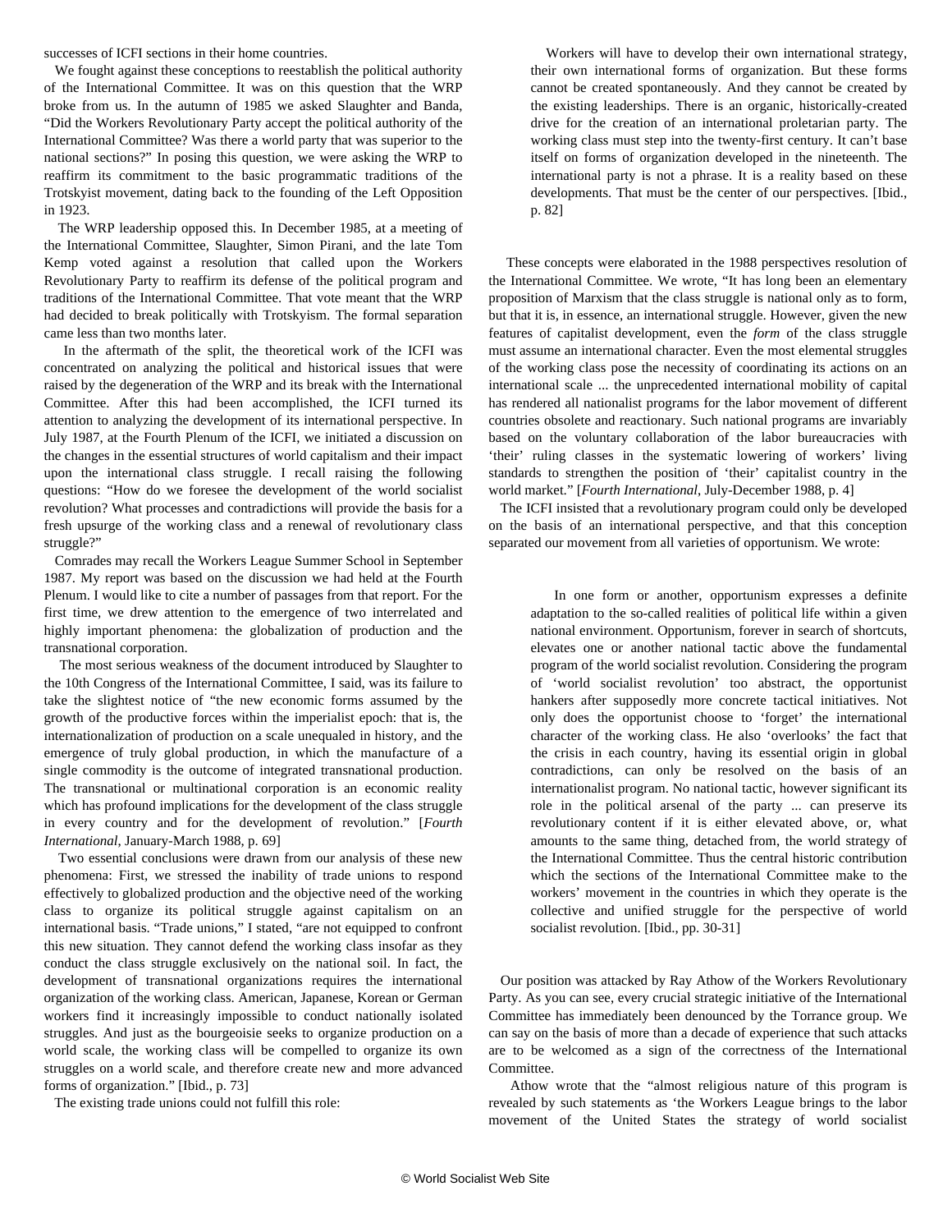successes of ICFI sections in their home countries.

We fought against these conceptions to reestablish the political authority of the International Committee. It was on this question that the WRP broke from us. In the autumn of 1985 we asked Slaughter and Banda, "Did the Workers Revolutionary Party accept the political authority of the International Committee? Was there a world party that was superior to the national sections?" In posing this question, we were asking the WRP to reaffirm its commitment to the basic programmatic traditions of the Trotskyist movement, dating back to the founding of the Left Opposition in 1923.

The WRP leadership opposed this. In December 1985, at a meeting of the International Committee, Slaughter, Simon Pirani, and the late Tom Kemp voted against a resolution that called upon the Workers Revolutionary Party to reaffirm its defense of the political program and traditions of the International Committee. That vote meant that the WRP had decided to break politically with Trotskyism. The formal separation came less than two months later.

In the aftermath of the split, the theoretical work of the ICFI was concentrated on analyzing the political and historical issues that were raised by the degeneration of the WRP and its break with the International Committee. After this had been accomplished, the ICFI turned its attention to analyzing the development of its international perspective. In July 1987, at the Fourth Plenum of the ICFI, we initiated a discussion on the changes in the essential structures of world capitalism and their impact upon the international class struggle. I recall raising the following questions: "How do we foresee the development of the world socialist revolution? What processes and contradictions will provide the basis for a fresh upsurge of the working class and a renewal of revolutionary class struggle?"

Comrades may recall the Workers League Summer School in September 1987. My report was based on the discussion we had held at the Fourth Plenum. I would like to cite a number of passages from that report. For the first time, we drew attention to the emergence of two interrelated and highly important phenomena: the globalization of production and the transnational corporation.

The most serious weakness of the document introduced by Slaughter to the 10th Congress of the International Committee, I said, was its failure to take the slightest notice of "the new economic forms assumed by the growth of the productive forces within the imperialist epoch: that is, the internationalization of production on a scale unequaled in history, and the emergence of truly global production, in which the manufacture of a single commodity is the outcome of integrated transnational production. The transnational or multinational corporation is an economic reality which has profound implications for the development of the class struggle in every country and for the development of revolution." [*Fourth International*, January-March 1988, p. 69]

Two essential conclusions were drawn from our analysis of these new phenomena: First, we stressed the inability of trade unions to respond effectively to globalized production and the objective need of the working class to organize its political struggle against capitalism on an international basis. "Trade unions," I stated, "are not equipped to confront this new situation. They cannot defend the working class insofar as they conduct the class struggle exclusively on the national soil. In fact, the development of transnational organizations requires the international organization of the working class. American, Japanese, Korean or German workers find it increasingly impossible to conduct nationally isolated struggles. And just as the bourgeoisie seeks to organize production on a world scale, the working class will be compelled to organize its own struggles on a world scale, and therefore create new and more advanced forms of organization." [Ibid., p. 73]

The existing trade unions could not fulfill this role:

> Workers will have to develop their own international strategy, their own international forms of organization. But these forms cannot be created spontaneously. And they cannot be created by the existing leaderships. There is an organic, historically-created drive for the creation of an international proletarian party. The working class must step into the twenty-first century. It can't base itself on forms of organization developed in the nineteenth. The international party is not a phrase. It is a reality based on these developments. That must be the center of our perspectives. [Ibid., p. 82]

These concepts were elaborated in the 1988 perspectives resolution of the International Committee. We wrote, "It has long been an elementary proposition of Marxism that the class struggle is national only as to form, but that it is, in essence, an international struggle. However, given the new features of capitalist development, even the *form* of the class struggle must assume an international character. Even the most elemental struggles of the working class pose the necessity of coordinating its actions on an international scale ... the unprecedented international mobility of capital has rendered all nationalist programs for the labor movement of different countries obsolete and reactionary. Such national programs are invariably based on the voluntary collaboration of the labor bureaucracies with 'their' ruling classes in the systematic lowering of workers' living standards to strengthen the position of 'their' capitalist country in the world market." [*Fourth International*, July-December 1988, p. 4]

The ICFI insisted that a revolutionary program could only be developed on the basis of an international perspective, and that this conception separated our movement from all varieties of opportunism. We wrote:

> In one form or another, opportunism expresses a definite adaptation to the so-called realities of political life within a given national environment. Opportunism, forever in search of shortcuts, elevates one or another national tactic above the fundamental program of the world socialist revolution. Considering the program of 'world socialist revolution' too abstract, the opportunist hankers after supposedly more concrete tactical initiatives. Not only does the opportunist choose to 'forget' the international character of the working class. He also 'overlooks' the fact that the crisis in each country, having its essential origin in global contradictions, can only be resolved on the basis of an internationalist program. No national tactic, however significant its role in the political arsenal of the party ... can preserve its revolutionary content if it is either elevated above, or, what amounts to the same thing, detached from, the world strategy of the International Committee. Thus the central historic contribution which the sections of the International Committee make to the workers' movement in the countries in which they operate is the collective and unified struggle for the perspective of world socialist revolution. [Ibid., pp. 30-31]

Our position was attacked by Ray Athow of the Workers Revolutionary Party. As you can see, every crucial strategic initiative of the International Committee has immediately been denounced by the Torrance group. We can say on the basis of more than a decade of experience that such attacks are to be welcomed as a sign of the correctness of the International Committee.

Athow wrote that the "almost religious nature of this program is revealed by such statements as 'the Workers League brings to the labor movement of the United States the strategy of world socialist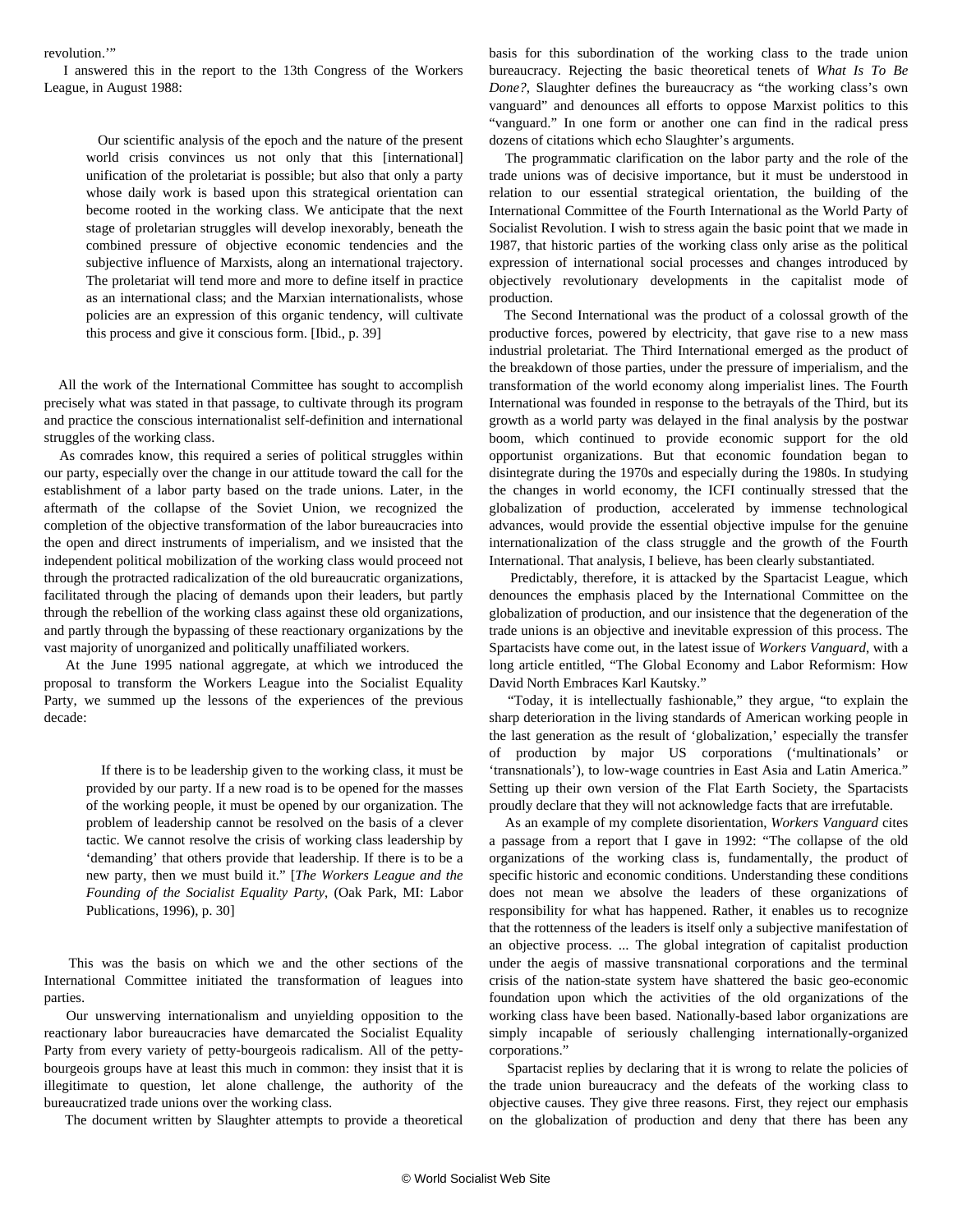revolution.'"

I answered this in the report to the 13th Congress of the Workers League, in August 1988:

> Our scientific analysis of the epoch and the nature of the present world crisis convinces us not only that this [international] unification of the proletariat is possible; but also that only a party whose daily work is based upon this strategical orientation can become rooted in the working class. We anticipate that the next stage of proletarian struggles will develop inexorably, beneath the combined pressure of objective economic tendencies and the subjective influence of Marxists, along an international trajectory. The proletariat will tend more and more to define itself in practice as an international class; and the Marxian internationalists, whose policies are an expression of this organic tendency, will cultivate this process and give it conscious form. [Ibid., p. 39]

All the work of the International Committee has sought to accomplish precisely what was stated in that passage, to cultivate through its program and practice the conscious internationalist self-definition and international struggles of the working class.

As comrades know, this required a series of political struggles within our party, especially over the change in our attitude toward the call for the establishment of a labor party based on the trade unions. Later, in the aftermath of the collapse of the Soviet Union, we recognized the completion of the objective transformation of the labor bureaucracies into the open and direct instruments of imperialism, and we insisted that the independent political mobilization of the working class would proceed not through the protracted radicalization of the old bureaucratic organizations, facilitated through the placing of demands upon their leaders, but partly through the rebellion of the working class against these old organizations, and partly through the bypassing of these reactionary organizations by the vast majority of unorganized and politically unaffiliated workers.

At the June 1995 national aggregate, at which we introduced the proposal to transform the Workers League into the Socialist Equality Party, we summed up the lessons of the experiences of the previous decade:

> If there is to be leadership given to the working class, it must be provided by our party. If a new road is to be opened for the masses of the working people, it must be opened by our organization. The problem of leadership cannot be resolved on the basis of a clever tactic. We cannot resolve the crisis of working class leadership by 'demanding' that others provide that leadership. If there is to be a new party, then we must build it." [*The Workers League and the Founding of the Socialist Equality Party*, (Oak Park, MI: Labor Publications, 1996), p. 30]

This was the basis on which we and the other sections of the International Committee initiated the transformation of leagues into parties.

Our unswerving internationalism and unyielding opposition to the reactionary labor bureaucracies have demarcated the Socialist Equality Party from every variety of petty-bourgeois radicalism. All of the petty-bourgeois groups have at least this much in common: they insist that it is illegitimate to question, let alone challenge, the authority of the bureaucratized trade unions over the working class.

The document written by Slaughter attempts to provide a theoretical basis for this subordination of the working class to the trade union bureaucracy. Rejecting the basic theoretical tenets of *What Is To Be Done?*, Slaughter defines the bureaucracy as "the working class's own vanguard" and denounces all efforts to oppose Marxist politics to this "vanguard." In one form or another one can find in the radical press dozens of citations which echo Slaughter's arguments.

The programmatic clarification on the labor party and the role of the trade unions was of decisive importance, but it must be understood in relation to our essential strategical orientation, the building of the International Committee of the Fourth International as the World Party of Socialist Revolution. I wish to stress again the basic point that we made in 1987, that historic parties of the working class only arise as the political expression of international social processes and changes introduced by objectively revolutionary developments in the capitalist mode of production.

The Second International was the product of a colossal growth of the productive forces, powered by electricity, that gave rise to a new mass industrial proletariat. The Third International emerged as the product of the breakdown of those parties, under the pressure of imperialism, and the transformation of the world economy along imperialist lines. The Fourth International was founded in response to the betrayals of the Third, but its growth as a world party was delayed in the final analysis by the postwar boom, which continued to provide economic support for the old opportunist organizations. But that economic foundation began to disintegrate during the 1970s and especially during the 1980s. In studying the changes in world economy, the ICFI continually stressed that the globalization of production, accelerated by immense technological advances, would provide the essential objective impulse for the genuine internationalization of the class struggle and the growth of the Fourth International. That analysis, I believe, has been clearly substantiated.

Predictably, therefore, it is attacked by the Spartacist League, which denounces the emphasis placed by the International Committee on the globalization of production, and our insistence that the degeneration of the trade unions is an objective and inevitable expression of this process. The Spartacists have come out, in the latest issue of *Workers Vanguard*, with a long article entitled, "The Global Economy and Labor Reformism: How David North Embraces Karl Kautsky."

"Today, it is intellectually fashionable," they argue, "to explain the sharp deterioration in the living standards of American working people in the last generation as the result of 'globalization,' especially the transfer of production by major US corporations ('multinationals' or 'transnationals'), to low-wage countries in East Asia and Latin America." Setting up their own version of the Flat Earth Society, the Spartacists proudly declare that they will not acknowledge facts that are irrefutable.

As an example of my complete disorientation, *Workers Vanguard* cites a passage from a report that I gave in 1992: "The collapse of the old organizations of the working class is, fundamentally, the product of specific historic and economic conditions. Understanding these conditions does not mean we absolve the leaders of these organizations of responsibility for what has happened. Rather, it enables us to recognize that the rottenness of the leaders is itself only a subjective manifestation of an objective process. ... The global integration of capitalist production under the aegis of massive transnational corporations and the terminal crisis of the nation-state system have shattered the basic geo-economic foundation upon which the activities of the old organizations of the working class have been based. Nationally-based labor organizations are simply incapable of seriously challenging internationally-organized corporations."

Spartacist replies by declaring that it is wrong to relate the policies of the trade union bureaucracy and the defeats of the working class to objective causes. They give three reasons. First, they reject our emphasis on the globalization of production and deny that there has been any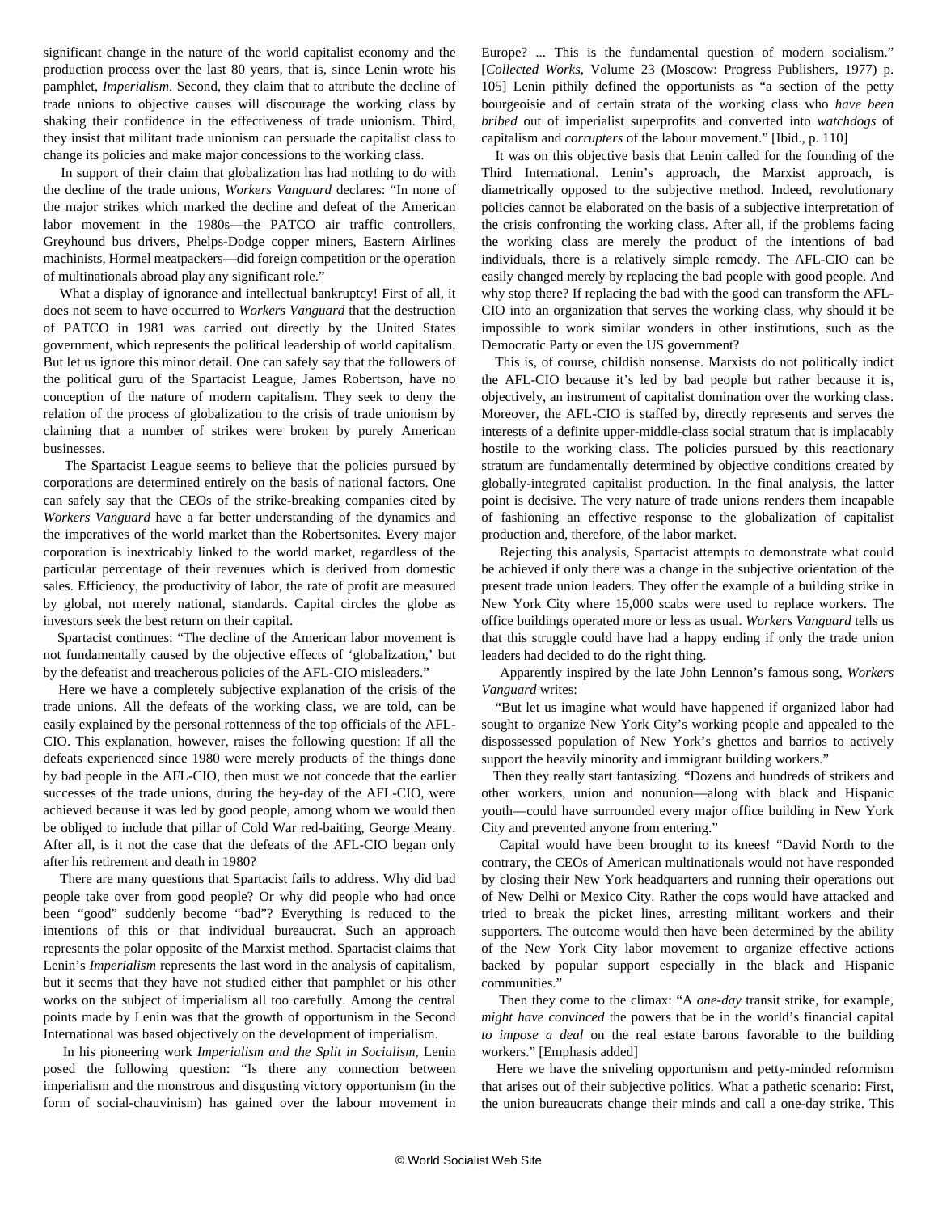significant change in the nature of the world capitalist economy and the production process over the last 80 years, that is, since Lenin wrote his pamphlet, *Imperialism*. Second, they claim that to attribute the decline of trade unions to objective causes will discourage the working class by shaking their confidence in the effectiveness of trade unionism. Third, they insist that militant trade unionism can persuade the capitalist class to change its policies and make major concessions to the working class.

In support of their claim that globalization has had nothing to do with the decline of the trade unions, *Workers Vanguard* declares: "In none of the major strikes which marked the decline and defeat of the American labor movement in the 1980s—the PATCO air traffic controllers, Greyhound bus drivers, Phelps-Dodge copper miners, Eastern Airlines machinists, Hormel meatpackers—did foreign competition or the operation of multinationals abroad play any significant role."

What a display of ignorance and intellectual bankruptcy! First of all, it does not seem to have occurred to *Workers Vanguard* that the destruction of PATCO in 1981 was carried out directly by the United States government, which represents the political leadership of world capitalism. But let us ignore this minor detail. One can safely say that the followers of the political guru of the Spartacist League, James Robertson, have no conception of the nature of modern capitalism. They seek to deny the relation of the process of globalization to the crisis of trade unionism by claiming that a number of strikes were broken by purely American businesses.

The Spartacist League seems to believe that the policies pursued by corporations are determined entirely on the basis of national factors. One can safely say that the CEOs of the strike-breaking companies cited by *Workers Vanguard* have a far better understanding of the dynamics and the imperatives of the world market than the Robertsonites. Every major corporation is inextricably linked to the world market, regardless of the particular percentage of their revenues which is derived from domestic sales. Efficiency, the productivity of labor, the rate of profit are measured by global, not merely national, standards. Capital circles the globe as investors seek the best return on their capital.

Spartacist continues: "The decline of the American labor movement is not fundamentally caused by the objective effects of 'globalization,' but by the defeatist and treacherous policies of the AFL-CIO misleaders."

Here we have a completely subjective explanation of the crisis of the trade unions. All the defeats of the working class, we are told, can be easily explained by the personal rottenness of the top officials of the AFL-CIO. This explanation, however, raises the following question: If all the defeats experienced since 1980 were merely products of the things done by bad people in the AFL-CIO, then must we not concede that the earlier successes of the trade unions, during the hey-day of the AFL-CIO, were achieved because it was led by good people, among whom we would then be obliged to include that pillar of Cold War red-baiting, George Meany. After all, is it not the case that the defeats of the AFL-CIO began only after his retirement and death in 1980?

There are many questions that Spartacist fails to address. Why did bad people take over from good people? Or why did people who had once been "good" suddenly become "bad"? Everything is reduced to the intentions of this or that individual bureaucrat. Such an approach represents the polar opposite of the Marxist method. Spartacist claims that Lenin's *Imperialism* represents the last word in the analysis of capitalism, but it seems that they have not studied either that pamphlet or his other works on the subject of imperialism all too carefully. Among the central points made by Lenin was that the growth of opportunism in the Second International was based objectively on the development of imperialism.

In his pioneering work *Imperialism and the Split in Socialism*, Lenin posed the following question: "Is there any connection between imperialism and the monstrous and disgusting victory opportunism (in the form of social-chauvinism) has gained over the labour movement in Europe? ... This is the fundamental question of modern socialism." [*Collected Works*, Volume 23 (Moscow: Progress Publishers, 1977) p. 105] Lenin pithily defined the opportunists as "a section of the petty bourgeoisie and of certain strata of the working class who *have been bribed* out of imperialist superprofits and converted into *watchdogs* of capitalism and *corrupters* of the labour movement." [Ibid., p. 110]

It was on this objective basis that Lenin called for the founding of the Third International. Lenin's approach, the Marxist approach, is diametrically opposed to the subjective method. Indeed, revolutionary policies cannot be elaborated on the basis of a subjective interpretation of the crisis confronting the working class. After all, if the problems facing the working class are merely the product of the intentions of bad individuals, there is a relatively simple remedy. The AFL-CIO can be easily changed merely by replacing the bad people with good people. And why stop there? If replacing the bad with the good can transform the AFL-CIO into an organization that serves the working class, why should it be impossible to work similar wonders in other institutions, such as the Democratic Party or even the US government?

This is, of course, childish nonsense. Marxists do not politically indict the AFL-CIO because it's led by bad people but rather because it is, objectively, an instrument of capitalist domination over the working class. Moreover, the AFL-CIO is staffed by, directly represents and serves the interests of a definite upper-middle-class social stratum that is implacably hostile to the working class. The policies pursued by this reactionary stratum are fundamentally determined by objective conditions created by globally-integrated capitalist production. In the final analysis, the latter point is decisive. The very nature of trade unions renders them incapable of fashioning an effective response to the globalization of capitalist production and, therefore, of the labor market.

Rejecting this analysis, Spartacist attempts to demonstrate what could be achieved if only there was a change in the subjective orientation of the present trade union leaders. They offer the example of a building strike in New York City where 15,000 scabs were used to replace workers. The office buildings operated more or less as usual. *Workers Vanguard* tells us that this struggle could have had a happy ending if only the trade union leaders had decided to do the right thing.

Apparently inspired by the late John Lennon's famous song, *Workers Vanguard* writes:

"But let us imagine what would have happened if organized labor had sought to organize New York City's working people and appealed to the dispossessed population of New York's ghettos and barrios to actively support the heavily minority and immigrant building workers."

Then they really start fantasizing. "Dozens and hundreds of strikers and other workers, union and nonunion—along with black and Hispanic youth—could have surrounded every major office building in New York City and prevented anyone from entering."

Capital would have been brought to its knees! "David North to the contrary, the CEOs of American multinationals would not have responded by closing their New York headquarters and running their operations out of New Delhi or Mexico City. Rather the cops would have attacked and tried to break the picket lines, arresting militant workers and their supporters. The outcome would then have been determined by the ability of the New York City labor movement to organize effective actions backed by popular support especially in the black and Hispanic communities."

Then they come to the climax: "A *one-day* transit strike, for example, *might have convinced* the powers that be in the world's financial capital *to impose a deal* on the real estate barons favorable to the building workers." [Emphasis added]

Here we have the sniveling opportunism and petty-minded reformism that arises out of their subjective politics. What a pathetic scenario: First, the union bureaucrats change their minds and call a one-day strike. This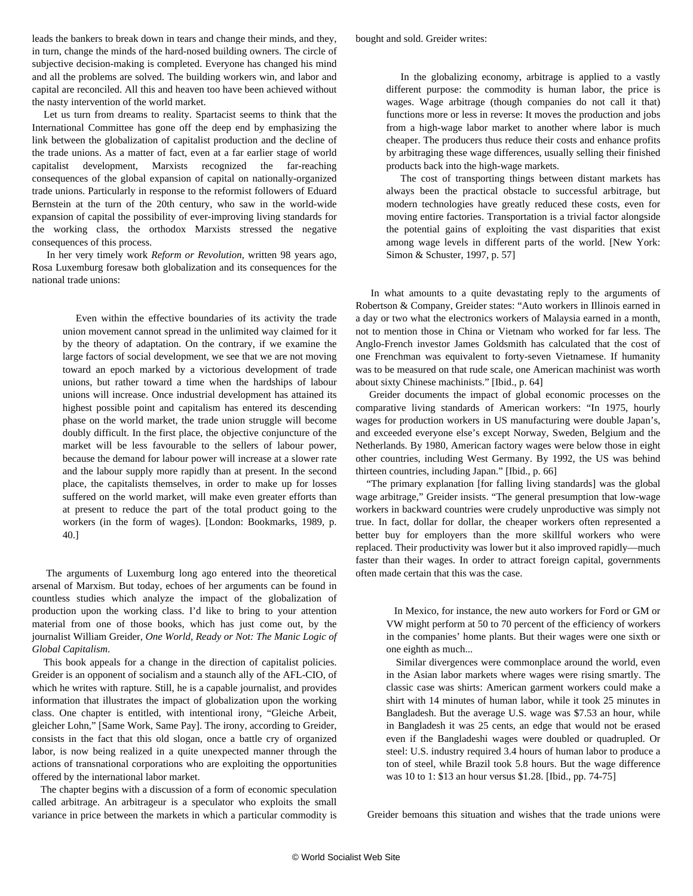leads the bankers to break down in tears and change their minds, and they, in turn, change the minds of the hard-nosed building owners. The circle of subjective decision-making is completed. Everyone has changed his mind and all the problems are solved. The building workers win, and labor and capital are reconciled. All this and heaven too have been achieved without the nasty intervention of the world market.

Let us turn from dreams to reality. Spartacist seems to think that the International Committee has gone off the deep end by emphasizing the link between the globalization of capitalist production and the decline of the trade unions. As a matter of fact, even at a far earlier stage of world capitalist development, Marxists recognized the far-reaching consequences of the global expansion of capital on nationally-organized trade unions. Particularly in response to the reformist followers of Eduard Bernstein at the turn of the 20th century, who saw in the world-wide expansion of capital the possibility of ever-improving living standards for the working class, the orthodox Marxists stressed the negative consequences of this process.

In her very timely work *Reform or Revolution*, written 98 years ago, Rosa Luxemburg foresaw both globalization and its consequences for the national trade unions:

> Even within the effective boundaries of its activity the trade union movement cannot spread in the unlimited way claimed for it by the theory of adaptation. On the contrary, if we examine the large factors of social development, we see that we are not moving toward an epoch marked by a victorious development of trade unions, but rather toward a time when the hardships of labour unions will increase. Once industrial development has attained its highest possible point and capitalism has entered its descending phase on the world market, the trade union struggle will become doubly difficult. In the first place, the objective conjuncture of the market will be less favourable to the sellers of labour power, because the demand for labour power will increase at a slower rate and the labour supply more rapidly than at present. In the second place, the capitalists themselves, in order to make up for losses suffered on the world market, will make even greater efforts than at present to reduce the part of the total product going to the workers (in the form of wages). [London: Bookmarks, 1989, p. 40.]

The arguments of Luxemburg long ago entered into the theoretical arsenal of Marxism. But today, echoes of her arguments can be found in countless studies which analyze the impact of the globalization of production upon the working class. I'd like to bring to your attention material from one of those books, which has just come out, by the journalist William Greider, *One World, Ready or Not: The Manic Logic of Global Capitalism*.

This book appeals for a change in the direction of capitalist policies. Greider is an opponent of socialism and a staunch ally of the AFL-CIO, of which he writes with rapture. Still, he is a capable journalist, and provides information that illustrates the impact of globalization upon the working class. One chapter is entitled, with intentional irony, "Gleiche Arbeit, gleicher Lohn," [Same Work, Same Pay]. The irony, according to Greider, consists in the fact that this old slogan, once a battle cry of organized labor, is now being realized in a quite unexpected manner through the actions of transnational corporations who are exploiting the opportunities offered by the international labor market.

The chapter begins with a discussion of a form of economic speculation called arbitrage. An arbitrageur is a speculator who exploits the small variance in price between the markets in which a particular commodity is bought and sold. Greider writes:

> In the globalizing economy, arbitrage is applied to a vastly different purpose: the commodity is human labor, the price is wages. Wage arbitrage (though companies do not call it that) functions more or less in reverse: It moves the production and jobs from a high-wage labor market to another where labor is much cheaper. The producers thus reduce their costs and enhance profits by arbitraging these wage differences, usually selling their finished products back into the high-wage markets.
>
> The cost of transporting things between distant markets has always been the practical obstacle to successful arbitrage, but modern technologies have greatly reduced these costs, even for moving entire factories. Transportation is a trivial factor alongside the potential gains of exploiting the vast disparities that exist among wage levels in different parts of the world. [New York: Simon & Schuster, 1997, p. 57]

In what amounts to a quite devastating reply to the arguments of Robertson & Company, Greider states: "Auto workers in Illinois earned in a day or two what the electronics workers of Malaysia earned in a month, not to mention those in China or Vietnam who worked for far less. The Anglo-French investor James Goldsmith has calculated that the cost of one Frenchman was equivalent to forty-seven Vietnamese. If humanity was to be measured on that rude scale, one American machinist was worth about sixty Chinese machinists." [Ibid., p. 64]

Greider documents the impact of global economic processes on the comparative living standards of American workers: "In 1975, hourly wages for production workers in US manufacturing were double Japan's, and exceeded everyone else's except Norway, Sweden, Belgium and the Netherlands. By 1980, American factory wages were below those in eight other countries, including West Germany. By 1992, the US was behind thirteen countries, including Japan." [Ibid., p. 66]

"The primary explanation [for falling living standards] was the global wage arbitrage," Greider insists. "The general presumption that low-wage workers in backward countries were crudely unproductive was simply not true. In fact, dollar for dollar, the cheaper workers often represented a better buy for employers than the more skillful workers who were replaced. Their productivity was lower but it also improved rapidly—much faster than their wages. In order to attract foreign capital, governments often made certain that this was the case.

> In Mexico, for instance, the new auto workers for Ford or GM or VW might perform at 50 to 70 percent of the efficiency of workers in the companies' home plants. But their wages were one sixth or one eighth as much...
>
> Similar divergences were commonplace around the world, even in the Asian labor markets where wages were rising smartly. The classic case was shirts: American garment workers could make a shirt with 14 minutes of human labor, while it took 25 minutes in Bangladesh. But the average U.S. wage was $7.53 an hour, while in Bangladesh it was 25 cents, an edge that would not be erased even if the Bangladeshi wages were doubled or quadrupled. Or steel: U.S. industry required 3.4 hours of human labor to produce a ton of steel, while Brazil took 5.8 hours. But the wage difference was 10 to 1: $13 an hour versus $1.28. [Ibid., pp. 74-75]

Greider bemoans this situation and wishes that the trade unions were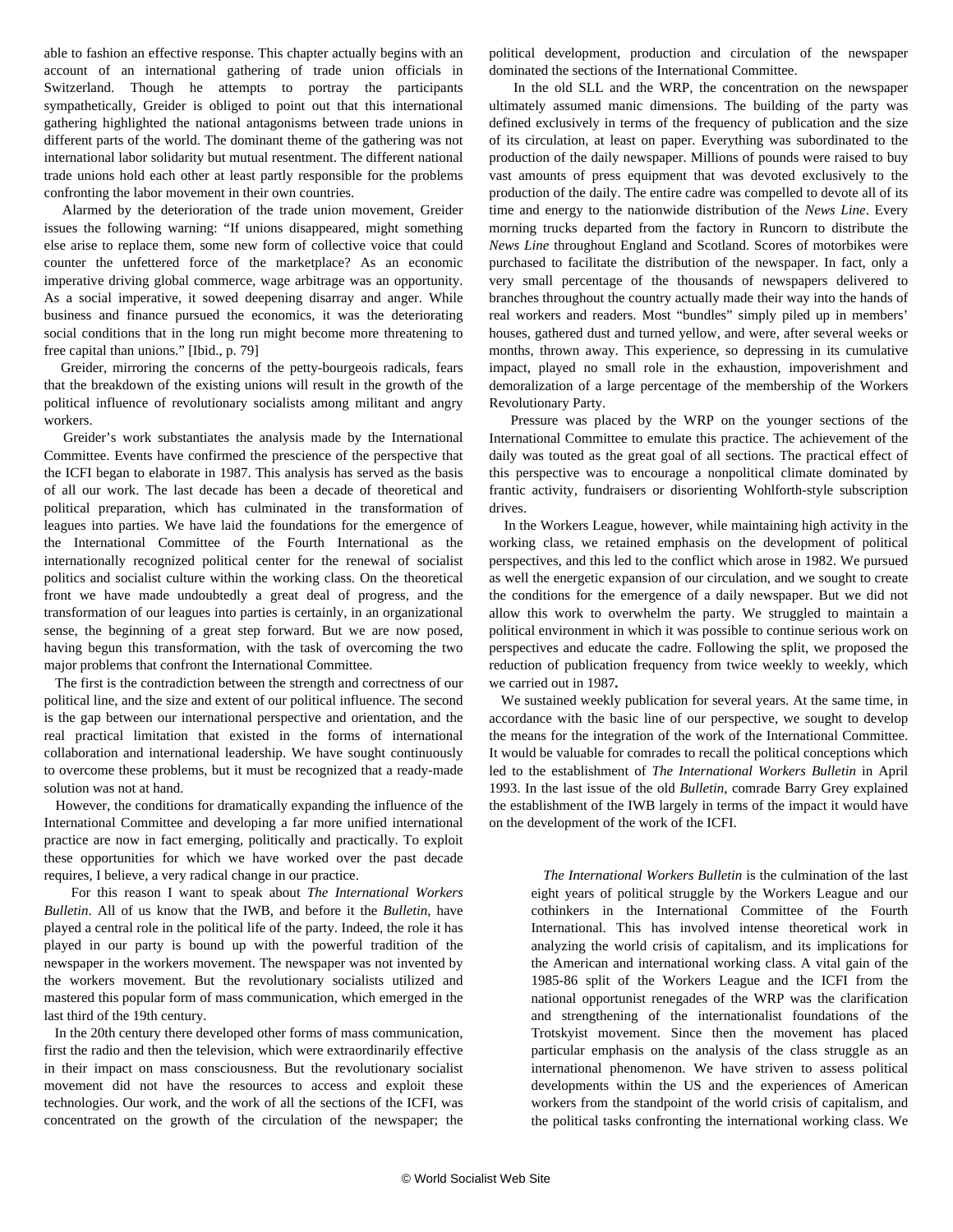able to fashion an effective response. This chapter actually begins with an account of an international gathering of trade union officials in Switzerland. Though he attempts to portray the participants sympathetically, Greider is obliged to point out that this international gathering highlighted the national antagonisms between trade unions in different parts of the world. The dominant theme of the gathering was not international labor solidarity but mutual resentment. The different national trade unions hold each other at least partly responsible for the problems confronting the labor movement in their own countries.

Alarmed by the deterioration of the trade union movement, Greider issues the following warning: "If unions disappeared, might something else arise to replace them, some new form of collective voice that could counter the unfettered force of the marketplace? As an economic imperative driving global commerce, wage arbitrage was an opportunity. As a social imperative, it sowed deepening disarray and anger. While business and finance pursued the economics, it was the deteriorating social conditions that in the long run might become more threatening to free capital than unions." [Ibid., p. 79]

Greider, mirroring the concerns of the petty-bourgeois radicals, fears that the breakdown of the existing unions will result in the growth of the political influence of revolutionary socialists among militant and angry workers.

Greider's work substantiates the analysis made by the International Committee. Events have confirmed the prescience of the perspective that the ICFI began to elaborate in 1987. This analysis has served as the basis of all our work. The last decade has been a decade of theoretical and political preparation, which has culminated in the transformation of leagues into parties. We have laid the foundations for the emergence of the International Committee of the Fourth International as the internationally recognized political center for the renewal of socialist politics and socialist culture within the working class. On the theoretical front we have made undoubtedly a great deal of progress, and the transformation of our leagues into parties is certainly, in an organizational sense, the beginning of a great step forward. But we are now posed, having begun this transformation, with the task of overcoming the two major problems that confront the International Committee.

The first is the contradiction between the strength and correctness of our political line, and the size and extent of our political influence. The second is the gap between our international perspective and orientation, and the real practical limitation that existed in the forms of international collaboration and international leadership. We have sought continuously to overcome these problems, but it must be recognized that a ready-made solution was not at hand.

However, the conditions for dramatically expanding the influence of the International Committee and developing a far more unified international practice are now in fact emerging, politically and practically. To exploit these opportunities for which we have worked over the past decade requires, I believe, a very radical change in our practice.

For this reason I want to speak about *The International Workers Bulletin*. All of us know that the IWB, and before it the *Bulletin*, have played a central role in the political life of the party. Indeed, the role it has played in our party is bound up with the powerful tradition of the newspaper in the workers movement. The newspaper was not invented by the workers movement. But the revolutionary socialists utilized and mastered this popular form of mass communication, which emerged in the last third of the 19th century.

In the 20th century there developed other forms of mass communication, first the radio and then the television, which were extraordinarily effective in their impact on mass consciousness. But the revolutionary socialist movement did not have the resources to access and exploit these technologies. Our work, and the work of all the sections of the ICFI, was concentrated on the growth of the circulation of the newspaper; the political development, production and circulation of the newspaper dominated the sections of the International Committee.

In the old SLL and the WRP, the concentration on the newspaper ultimately assumed manic dimensions. The building of the party was defined exclusively in terms of the frequency of publication and the size of its circulation, at least on paper. Everything was subordinated to the production of the daily newspaper. Millions of pounds were raised to buy vast amounts of press equipment that was devoted exclusively to the production of the daily. The entire cadre was compelled to devote all of its time and energy to the nationwide distribution of the *News Line*. Every morning trucks departed from the factory in Runcorn to distribute the *News Line* throughout England and Scotland. Scores of motorbikes were purchased to facilitate the distribution of the newspaper. In fact, only a very small percentage of the thousands of newspapers delivered to branches throughout the country actually made their way into the hands of real workers and readers. Most "bundles" simply piled up in members' houses, gathered dust and turned yellow, and were, after several weeks or months, thrown away. This experience, so depressing in its cumulative impact, played no small role in the exhaustion, impoverishment and demoralization of a large percentage of the membership of the Workers Revolutionary Party.

Pressure was placed by the WRP on the younger sections of the International Committee to emulate this practice. The achievement of the daily was touted as the great goal of all sections. The practical effect of this perspective was to encourage a nonpolitical climate dominated by frantic activity, fundraisers or disorienting Wohlforth-style subscription drives.

In the Workers League, however, while maintaining high activity in the working class, we retained emphasis on the development of political perspectives, and this led to the conflict which arose in 1982. We pursued as well the energetic expansion of our circulation, and we sought to create the conditions for the emergence of a daily newspaper. But we did not allow this work to overwhelm the party. We struggled to maintain a political environment in which it was possible to continue serious work on perspectives and educate the cadre. Following the split, we proposed the reduction of publication frequency from twice weekly to weekly, which we carried out in 1987**.**

We sustained weekly publication for several years. At the same time, in accordance with the basic line of our perspective, we sought to develop the means for the integration of the work of the International Committee. It would be valuable for comrades to recall the political conceptions which led to the establishment of *The International Workers Bulletin* in April 1993. In the last issue of the old *Bulletin*, comrade Barry Grey explained the establishment of the IWB largely in terms of the impact it would have on the development of the work of the ICFI.

> *The International Workers Bulletin* is the culmination of the last eight years of political struggle by the Workers League and our cothinkers in the International Committee of the Fourth International. This has involved intense theoretical work in analyzing the world crisis of capitalism, and its implications for the American and international working class. A vital gain of the 1985-86 split of the Workers League and the ICFI from the national opportunist renegades of the WRP was the clarification and strengthening of the internationalist foundations of the Trotskyist movement. Since then the movement has placed particular emphasis on the analysis of the class struggle as an international phenomenon. We have striven to assess political developments within the US and the experiences of American workers from the standpoint of the world crisis of capitalism, and the political tasks confronting the international working class. We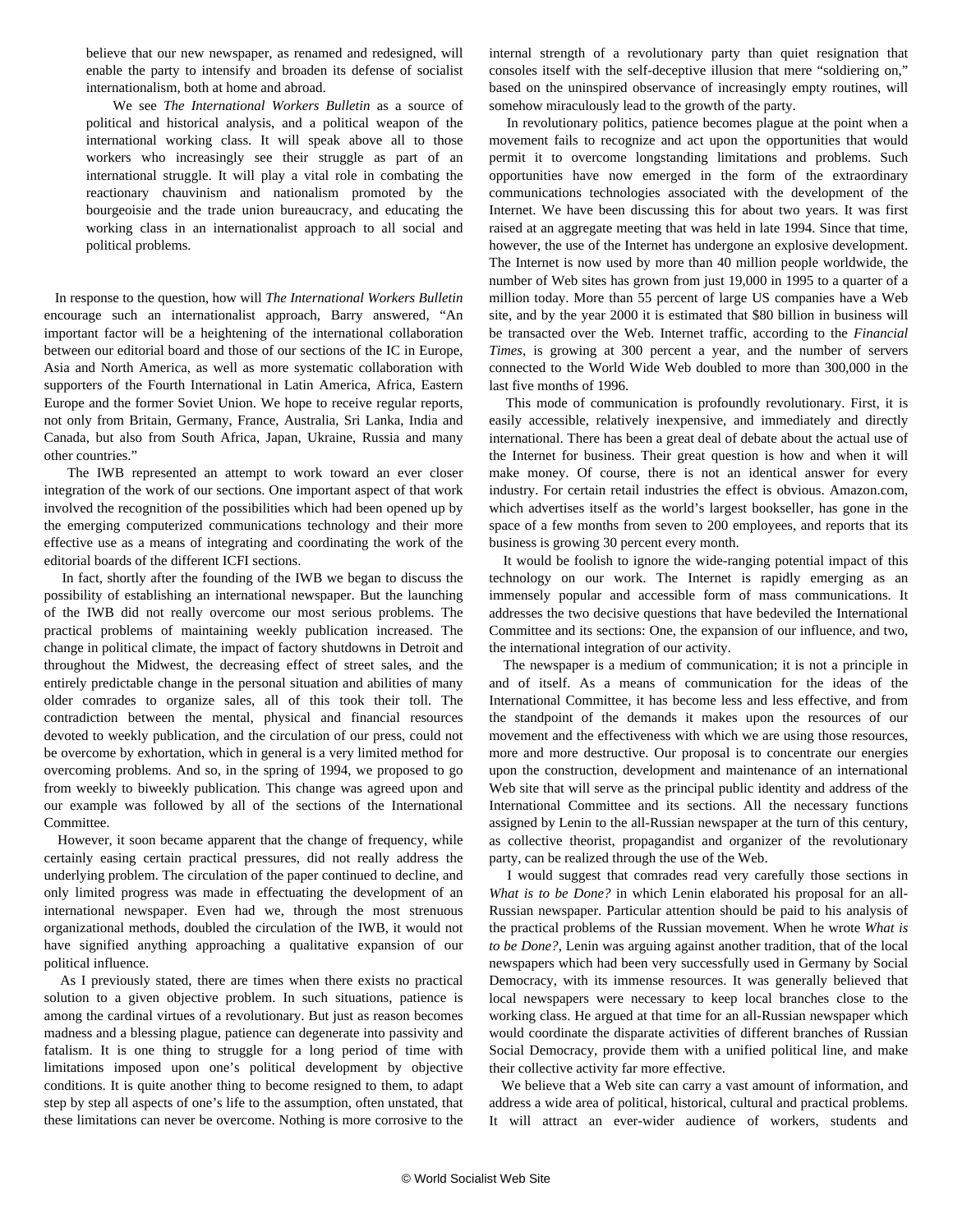> believe that our new newspaper, as renamed and redesigned, will enable the party to intensify and broaden its defense of socialist internationalism, both at home and abroad.
>
> We see *The International Workers Bulletin* as a source of political and historical analysis, and a political weapon of the international working class. It will speak above all to those workers who increasingly see their struggle as part of an international struggle. It will play a vital role in combating the reactionary chauvinism and nationalism promoted by the bourgeoisie and the trade union bureaucracy, and educating the working class in an internationalist approach to all social and political problems.

In response to the question, how will *The International Workers Bulletin* encourage such an internationalist approach, Barry answered, "An important factor will be a heightening of the international collaboration between our editorial board and those of our sections of the IC in Europe, Asia and North America, as well as more systematic collaboration with supporters of the Fourth International in Latin America, Africa, Eastern Europe and the former Soviet Union. We hope to receive regular reports, not only from Britain, Germany, France, Australia, Sri Lanka, India and Canada, but also from South Africa, Japan, Ukraine, Russia and many other countries."

The IWB represented an attempt to work toward an ever closer integration of the work of our sections. One important aspect of that work involved the recognition of the possibilities which had been opened up by the emerging computerized communications technology and their more effective use as a means of integrating and coordinating the work of the editorial boards of the different ICFI sections.

In fact, shortly after the founding of the IWB we began to discuss the possibility of establishing an international newspaper. But the launching of the IWB did not really overcome our most serious problems. The practical problems of maintaining weekly publication increased. The change in political climate, the impact of factory shutdowns in Detroit and throughout the Midwest, the decreasing effect of street sales, and the entirely predictable change in the personal situation and abilities of many older comrades to organize sales, all of this took their toll. The contradiction between the mental, physical and financial resources devoted to weekly publication, and the circulation of our press, could not be overcome by exhortation, which in general is a very limited method for overcoming problems. And so, in the spring of 1994, we proposed to go from weekly to biweekly publication. This change was agreed upon and our example was followed by all of the sections of the International Committee.

However, it soon became apparent that the change of frequency, while certainly easing certain practical pressures, did not really address the underlying problem. The circulation of the paper continued to decline, and only limited progress was made in effectuating the development of an international newspaper. Even had we, through the most strenuous organizational methods, doubled the circulation of the IWB, it would not have signified anything approaching a qualitative expansion of our political influence.

As I previously stated, there are times when there exists no practical solution to a given objective problem. In such situations, patience is among the cardinal virtues of a revolutionary. But just as reason becomes madness and a blessing plague, patience can degenerate into passivity and fatalism. It is one thing to struggle for a long period of time with limitations imposed upon one's political development by objective conditions. It is quite another thing to become resigned to them, to adapt step by step all aspects of one's life to the assumption, often unstated, that these limitations can never be overcome. Nothing is more corrosive to the internal strength of a revolutionary party than quiet resignation that consoles itself with the self-deceptive illusion that mere "soldiering on," based on the uninspired observance of increasingly empty routines, will somehow miraculously lead to the growth of the party.

In revolutionary politics, patience becomes plague at the point when a movement fails to recognize and act upon the opportunities that would permit it to overcome longstanding limitations and problems. Such opportunities have now emerged in the form of the extraordinary communications technologies associated with the development of the Internet. We have been discussing this for about two years. It was first raised at an aggregate meeting that was held in late 1994. Since that time, however, the use of the Internet has undergone an explosive development. The Internet is now used by more than 40 million people worldwide, the number of Web sites has grown from just 19,000 in 1995 to a quarter of a million today. More than 55 percent of large US companies have a Web site, and by the year 2000 it is estimated that $80 billion in business will be transacted over the Web. Internet traffic, according to the *Financial Times*, is growing at 300 percent a year, and the number of servers connected to the World Wide Web doubled to more than 300,000 in the last five months of 1996.

This mode of communication is profoundly revolutionary. First, it is easily accessible, relatively inexpensive, and immediately and directly international. There has been a great deal of debate about the actual use of the Internet for business. Their great question is how and when it will make money. Of course, there is not an identical answer for every industry. For certain retail industries the effect is obvious. Amazon.com, which advertises itself as the world's largest bookseller, has gone in the space of a few months from seven to 200 employees, and reports that its business is growing 30 percent every month.

It would be foolish to ignore the wide-ranging potential impact of this technology on our work. The Internet is rapidly emerging as an immensely popular and accessible form of mass communications. It addresses the two decisive questions that have bedeviled the International Committee and its sections: One, the expansion of our influence, and two, the international integration of our activity.

The newspaper is a medium of communication; it is not a principle in and of itself. As a means of communication for the ideas of the International Committee, it has become less and less effective, and from the standpoint of the demands it makes upon the resources of our movement and the effectiveness with which we are using those resources, more and more destructive. Our proposal is to concentrate our energies upon the construction, development and maintenance of an international Web site that will serve as the principal public identity and address of the International Committee and its sections. All the necessary functions assigned by Lenin to the all-Russian newspaper at the turn of this century, as collective theorist, propagandist and organizer of the revolutionary party, can be realized through the use of the Web.

I would suggest that comrades read very carefully those sections in *What is to be Done?* in which Lenin elaborated his proposal for an all-Russian newspaper. Particular attention should be paid to his analysis of the practical problems of the Russian movement. When he wrote *What is to be Done?*, Lenin was arguing against another tradition, that of the local newspapers which had been very successfully used in Germany by Social Democracy, with its immense resources. It was generally believed that local newspapers were necessary to keep local branches close to the working class. He argued at that time for an all-Russian newspaper which would coordinate the disparate activities of different branches of Russian Social Democracy, provide them with a unified political line, and make their collective activity far more effective.

We believe that a Web site can carry a vast amount of information, and address a wide area of political, historical, cultural and practical problems. It will attract an ever-wider audience of workers, students and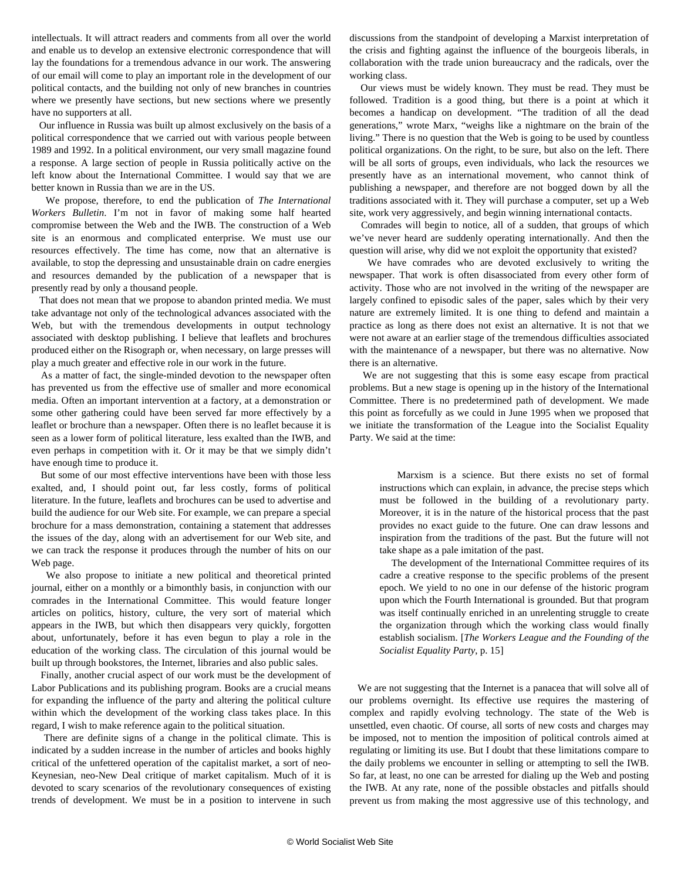intellectuals. It will attract readers and comments from all over the world and enable us to develop an extensive electronic correspondence that will lay the foundations for a tremendous advance in our work. The answering of our email will come to play an important role in the development of our political contacts, and the building not only of new branches in countries where we presently have sections, but new sections where we presently have no supporters at all.

Our influence in Russia was built up almost exclusively on the basis of a political correspondence that we carried out with various people between 1989 and 1992. In a political environment, our very small magazine found a response. A large section of people in Russia politically active on the left know about the International Committee. I would say that we are better known in Russia than we are in the US.

We propose, therefore, to end the publication of *The International Workers Bulletin*. I'm not in favor of making some half hearted compromise between the Web and the IWB. The construction of a Web site is an enormous and complicated enterprise. We must use our resources effectively. The time has come, now that an alternative is available, to stop the depressing and unsustainable drain on cadre energies and resources demanded by the publication of a newspaper that is presently read by only a thousand people.

That does not mean that we propose to abandon printed media. We must take advantage not only of the technological advances associated with the Web, but with the tremendous developments in output technology associated with desktop publishing. I believe that leaflets and brochures produced either on the Risograph or, when necessary, on large presses will play a much greater and effective role in our work in the future.

As a matter of fact, the single-minded devotion to the newspaper often has prevented us from the effective use of smaller and more economical media. Often an important intervention at a factory, at a demonstration or some other gathering could have been served far more effectively by a leaflet or brochure than a newspaper. Often there is no leaflet because it is seen as a lower form of political literature, less exalted than the IWB, and even perhaps in competition with it. Or it may be that we simply didn't have enough time to produce it.

But some of our most effective interventions have been with those less exalted, and, I should point out, far less costly, forms of political literature. In the future, leaflets and brochures can be used to advertise and build the audience for our Web site. For example, we can prepare a special brochure for a mass demonstration, containing a statement that addresses the issues of the day, along with an advertisement for our Web site, and we can track the response it produces through the number of hits on our Web page.

We also propose to initiate a new political and theoretical printed journal, either on a monthly or a bimonthly basis, in conjunction with our comrades in the International Committee. This would feature longer articles on politics, history, culture, the very sort of material which appears in the IWB, but which then disappears very quickly, forgotten about, unfortunately, before it has even begun to play a role in the education of the working class. The circulation of this journal would be built up through bookstores, the Internet, libraries and also public sales.

Finally, another crucial aspect of our work must be the development of Labor Publications and its publishing program. Books are a crucial means for expanding the influence of the party and altering the political culture within which the development of the working class takes place. In this regard, I wish to make reference again to the political situation.

There are definite signs of a change in the political climate. This is indicated by a sudden increase in the number of articles and books highly critical of the unfettered operation of the capitalist market, a sort of neo-Keynesian, neo-New Deal critique of market capitalism. Much of it is devoted to scary scenarios of the revolutionary consequences of existing trends of development. We must be in a position to intervene in such discussions from the standpoint of developing a Marxist interpretation of the crisis and fighting against the influence of the bourgeois liberals, in collaboration with the trade union bureaucracy and the radicals, over the working class.

Our views must be widely known. They must be read. They must be followed. Tradition is a good thing, but there is a point at which it becomes a handicap on development. "The tradition of all the dead generations," wrote Marx, "weighs like a nightmare on the brain of the living." There is no question that the Web is going to be used by countless political organizations. On the right, to be sure, but also on the left. There will be all sorts of groups, even individuals, who lack the resources we presently have as an international movement, who cannot think of publishing a newspaper, and therefore are not bogged down by all the traditions associated with it. They will purchase a computer, set up a Web site, work very aggressively, and begin winning international contacts.

Comrades will begin to notice, all of a sudden, that groups of which we've never heard are suddenly operating internationally. And then the question will arise, why did we not exploit the opportunity that existed?

We have comrades who are devoted exclusively to writing the newspaper. That work is often disassociated from every other form of activity. Those who are not involved in the writing of the newspaper are largely confined to episodic sales of the paper, sales which by their very nature are extremely limited. It is one thing to defend and maintain a practice as long as there does not exist an alternative. It is not that we were not aware at an earlier stage of the tremendous difficulties associated with the maintenance of a newspaper, but there was no alternative. Now there is an alternative.

We are not suggesting that this is some easy escape from practical problems. But a new stage is opening up in the history of the International Committee. There is no predetermined path of development. We made this point as forcefully as we could in June 1995 when we proposed that we initiate the transformation of the League into the Socialist Equality Party. We said at the time:

> Marxism is a science. But there exists no set of formal instructions which can explain, in advance, the precise steps which must be followed in the building of a revolutionary party. Moreover, it is in the nature of the historical process that the past provides no exact guide to the future. One can draw lessons and inspiration from the traditions of the past. But the future will not take shape as a pale imitation of the past.
>
> The development of the International Committee requires of its cadre a creative response to the specific problems of the present epoch. We yield to no one in our defense of the historic program upon which the Fourth International is grounded. But that program was itself continually enriched in an unrelenting struggle to create the organization through which the working class would finally establish socialism. [*The Workers League and the Founding of the Socialist Equality Party*, p. 15]

We are not suggesting that the Internet is a panacea that will solve all of our problems overnight. Its effective use requires the mastering of complex and rapidly evolving technology. The state of the Web is unsettled, even chaotic. Of course, all sorts of new costs and charges may be imposed, not to mention the imposition of political controls aimed at regulating or limiting its use. But I doubt that these limitations compare to the daily problems we encounter in selling or attempting to sell the IWB. So far, at least, no one can be arrested for dialing up the Web and posting the IWB. At any rate, none of the possible obstacles and pitfalls should prevent us from making the most aggressive use of this technology, and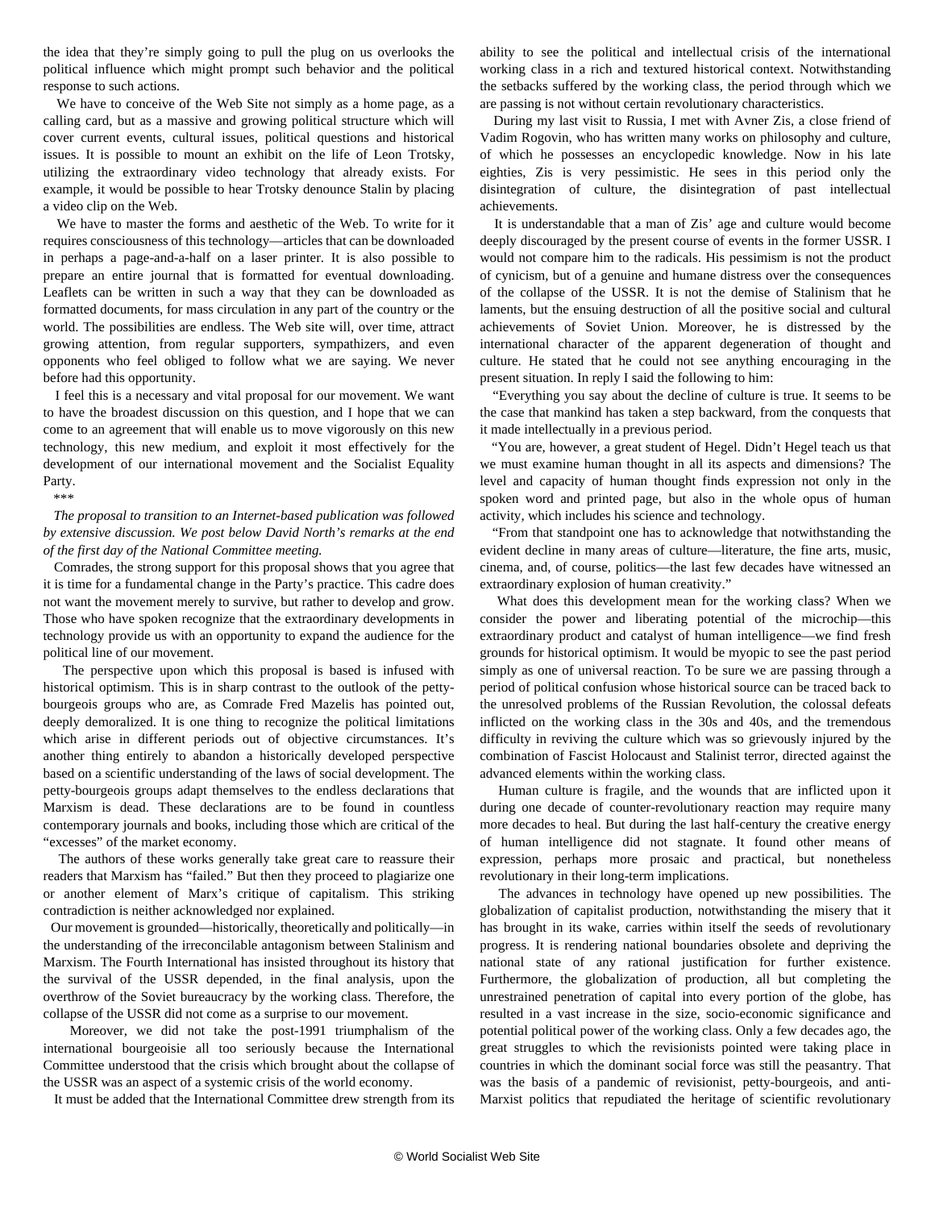the idea that they're simply going to pull the plug on us overlooks the political influence which might prompt such behavior and the political response to such actions.

We have to conceive of the Web Site not simply as a home page, as a calling card, but as a massive and growing political structure which will cover current events, cultural issues, political questions and historical issues. It is possible to mount an exhibit on the life of Leon Trotsky, utilizing the extraordinary video technology that already exists. For example, it would be possible to hear Trotsky denounce Stalin by placing a video clip on the Web.

We have to master the forms and aesthetic of the Web. To write for it requires consciousness of this technology—articles that can be downloaded in perhaps a page-and-a-half on a laser printer. It is also possible to prepare an entire journal that is formatted for eventual downloading. Leaflets can be written in such a way that they can be downloaded as formatted documents, for mass circulation in any part of the country or the world. The possibilities are endless. The Web site will, over time, attract growing attention, from regular supporters, sympathizers, and even opponents who feel obliged to follow what we are saying. We never before had this opportunity.

I feel this is a necessary and vital proposal for our movement. We want to have the broadest discussion on this question, and I hope that we can come to an agreement that will enable us to move vigorously on this new technology, this new medium, and exploit it most effectively for the development of our international movement and the Socialist Equality Party.

***

*The proposal to transition to an Internet-based publication was followed by extensive discussion. We post below David North's remarks at the end of the first day of the National Committee meeting.*

Comrades, the strong support for this proposal shows that you agree that it is time for a fundamental change in the Party's practice. This cadre does not want the movement merely to survive, but rather to develop and grow. Those who have spoken recognize that the extraordinary developments in technology provide us with an opportunity to expand the audience for the political line of our movement.

The perspective upon which this proposal is based is infused with historical optimism. This is in sharp contrast to the outlook of the petty-bourgeois groups who are, as Comrade Fred Mazelis has pointed out, deeply demoralized. It is one thing to recognize the political limitations which arise in different periods out of objective circumstances. It's another thing entirely to abandon a historically developed perspective based on a scientific understanding of the laws of social development. The petty-bourgeois groups adapt themselves to the endless declarations that Marxism is dead. These declarations are to be found in countless contemporary journals and books, including those which are critical of the "excesses" of the market economy.

The authors of these works generally take great care to reassure their readers that Marxism has "failed." But then they proceed to plagiarize one or another element of Marx's critique of capitalism. This striking contradiction is neither acknowledged nor explained.

Our movement is grounded—historically, theoretically and politically—in the understanding of the irreconcilable antagonism between Stalinism and Marxism. The Fourth International has insisted throughout its history that the survival of the USSR depended, in the final analysis, upon the overthrow of the Soviet bureaucracy by the working class. Therefore, the collapse of the USSR did not come as a surprise to our movement.

Moreover, we did not take the post-1991 triumphalism of the international bourgeoisie all too seriously because the International Committee understood that the crisis which brought about the collapse of the USSR was an aspect of a systemic crisis of the world economy.

It must be added that the International Committee drew strength from its ability to see the political and intellectual crisis of the international working class in a rich and textured historical context. Notwithstanding the setbacks suffered by the working class, the period through which we are passing is not without certain revolutionary characteristics.

During my last visit to Russia, I met with Avner Zis, a close friend of Vadim Rogovin, who has written many works on philosophy and culture, of which he possesses an encyclopedic knowledge. Now in his late eighties, Zis is very pessimistic. He sees in this period only the disintegration of culture, the disintegration of past intellectual achievements.

It is understandable that a man of Zis' age and culture would become deeply discouraged by the present course of events in the former USSR. I would not compare him to the radicals. His pessimism is not the product of cynicism, but of a genuine and humane distress over the consequences of the collapse of the USSR. It is not the demise of Stalinism that he laments, but the ensuing destruction of all the positive social and cultural achievements of Soviet Union. Moreover, he is distressed by the international character of the apparent degeneration of thought and culture. He stated that he could not see anything encouraging in the present situation. In reply I said the following to him:

"Everything you say about the decline of culture is true. It seems to be the case that mankind has taken a step backward, from the conquests that it made intellectually in a previous period.

"You are, however, a great student of Hegel. Didn't Hegel teach us that we must examine human thought in all its aspects and dimensions? The level and capacity of human thought finds expression not only in the spoken word and printed page, but also in the whole opus of human activity, which includes his science and technology.

"From that standpoint one has to acknowledge that notwithstanding the evident decline in many areas of culture—literature, the fine arts, music, cinema, and, of course, politics—the last few decades have witnessed an extraordinary explosion of human creativity."

What does this development mean for the working class? When we consider the power and liberating potential of the microchip—this extraordinary product and catalyst of human intelligence—we find fresh grounds for historical optimism. It would be myopic to see the past period simply as one of universal reaction. To be sure we are passing through a period of political confusion whose historical source can be traced back to the unresolved problems of the Russian Revolution, the colossal defeats inflicted on the working class in the 30s and 40s, and the tremendous difficulty in reviving the culture which was so grievously injured by the combination of Fascist Holocaust and Stalinist terror, directed against the advanced elements within the working class.

Human culture is fragile, and the wounds that are inflicted upon it during one decade of counter-revolutionary reaction may require many more decades to heal. But during the last half-century the creative energy of human intelligence did not stagnate. It found other means of expression, perhaps more prosaic and practical, but nonetheless revolutionary in their long-term implications.

The advances in technology have opened up new possibilities. The globalization of capitalist production, notwithstanding the misery that it has brought in its wake, carries within itself the seeds of revolutionary progress. It is rendering national boundaries obsolete and depriving the national state of any rational justification for further existence. Furthermore, the globalization of production, all but completing the unrestrained penetration of capital into every portion of the globe, has resulted in a vast increase in the size, socio-economic significance and potential political power of the working class. Only a few decades ago, the great struggles to which the revisionists pointed were taking place in countries in which the dominant social force was still the peasantry. That was the basis of a pandemic of revisionist, petty-bourgeois, and anti-Marxist politics that repudiated the heritage of scientific revolutionary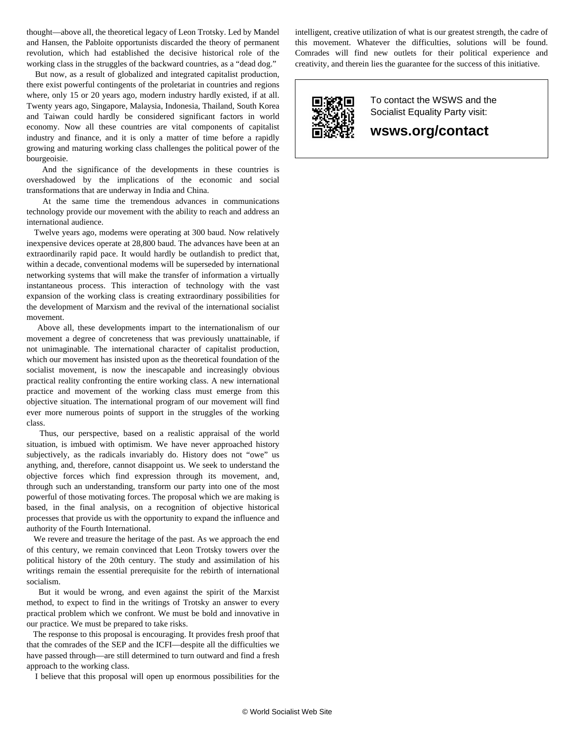thought—above all, the theoretical legacy of Leon Trotsky. Led by Mandel and Hansen, the Pabloite opportunists discarded the theory of permanent revolution, which had established the decisive historical role of the working class in the struggles of the backward countries, as a "dead dog."

But now, as a result of globalized and integrated capitalist production, there exist powerful contingents of the proletariat in countries and regions where, only 15 or 20 years ago, modern industry hardly existed, if at all. Twenty years ago, Singapore, Malaysia, Indonesia, Thailand, South Korea and Taiwan could hardly be considered significant factors in world economy. Now all these countries are vital components of capitalist industry and finance, and it is only a matter of time before a rapidly growing and maturing working class challenges the political power of the bourgeoisie.

And the significance of the developments in these countries is overshadowed by the implications of the economic and social transformations that are underway in India and China.

At the same time the tremendous advances in communications technology provide our movement with the ability to reach and address an international audience.

Twelve years ago, modems were operating at 300 baud. Now relatively inexpensive devices operate at 28,800 baud. The advances have been at an extraordinarily rapid pace. It would hardly be outlandish to predict that, within a decade, conventional modems will be superseded by international networking systems that will make the transfer of information a virtually instantaneous process. This interaction of technology with the vast expansion of the working class is creating extraordinary possibilities for the development of Marxism and the revival of the international socialist movement.

Above all, these developments impart to the internationalism of our movement a degree of concreteness that was previously unattainable, if not unimaginable. The international character of capitalist production, which our movement has insisted upon as the theoretical foundation of the socialist movement, is now the inescapable and increasingly obvious practical reality confronting the entire working class. A new international practice and movement of the working class must emerge from this objective situation. The international program of our movement will find ever more numerous points of support in the struggles of the working class.

Thus, our perspective, based on a realistic appraisal of the world situation, is imbued with optimism. We have never approached history subjectively, as the radicals invariably do. History does not "owe" us anything, and, therefore, cannot disappoint us. We seek to understand the objective forces which find expression through its movement, and, through such an understanding, transform our party into one of the most powerful of those motivating forces. The proposal which we are making is based, in the final analysis, on a recognition of objective historical processes that provide us with the opportunity to expand the influence and authority of the Fourth International.

We revere and treasure the heritage of the past. As we approach the end of this century, we remain convinced that Leon Trotsky towers over the political history of the 20th century. The study and assimilation of his writings remain the essential prerequisite for the rebirth of international socialism.

But it would be wrong, and even against the spirit of the Marxist method, to expect to find in the writings of Trotsky an answer to every practical problem which we confront. We must be bold and innovative in our practice. We must be prepared to take risks.

The response to this proposal is encouraging. It provides fresh proof that that the comrades of the SEP and the ICFI—despite all the difficulties we have passed through—are still determined to turn outward and find a fresh approach to the working class.

I believe that this proposal will open up enormous possibilities for the intelligent, creative utilization of what is our greatest strength, the cadre of this movement. Whatever the difficulties, solutions will be found. Comrades will find new outlets for their political experience and creativity, and therein lies the guarantee for the success of this initiative.

To contact the WSWS and the Socialist Equality Party visit:

**wsws.org/contact**